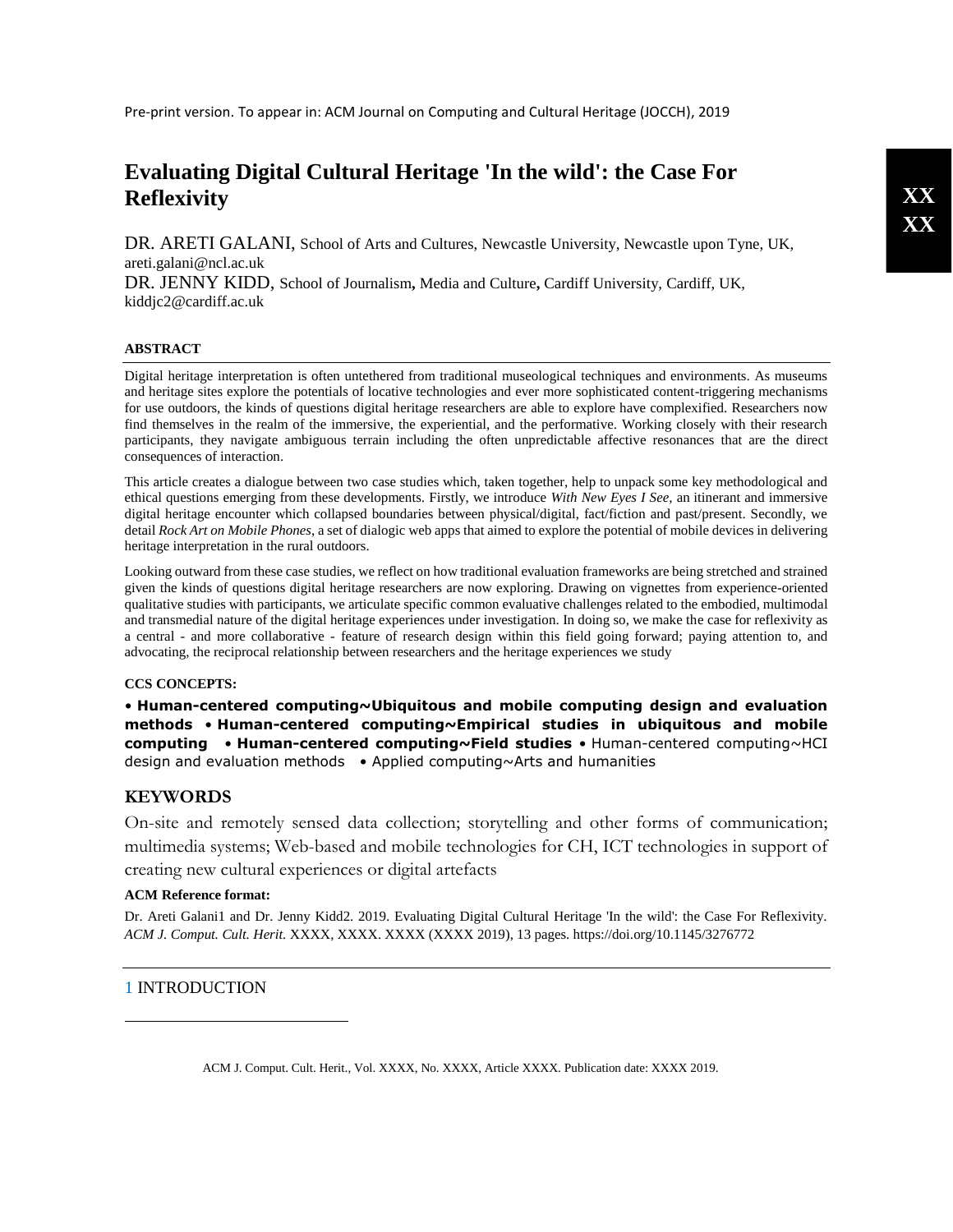Pre-print version. To appear in: ACM Journal on Computing and Cultural Heritage (JOCCH), 2019

# Evaluating Digital Cultural Heritage 'In the wild': the Case For Reflexivity

DR. ARETI GALANI, School of Arts and Cultures, Newcastle University, Newcastle upon Tyne, UK, areti.galani@ncl.ac.uk
DR. JENNY KIDD, School of Journalism, Media and Culture, Cardiff University, Cardiff, UK, kiddjc2@cardiff.ac.uk

## ABSTRACT

Digital heritage interpretation is often untethered from traditional museological techniques and environments. As museums and heritage sites explore the potentials of locative technologies and ever more sophisticated content-triggering mechanisms for use outdoors, the kinds of questions digital heritage researchers are able to explore have complexified. Researchers now find themselves in the realm of the immersive, the experiential, and the performative. Working closely with their research participants, they navigate ambiguous terrain including the often unpredictable affective resonances that are the direct consequences of interaction.

This article creates a dialogue between two case studies which, taken together, help to unpack some key methodological and ethical questions emerging from these developments. Firstly, we introduce *With New Eyes I See*, an itinerant and immersive digital heritage encounter which collapsed boundaries between physical/digital, fact/fiction and past/present. Secondly, we detail *Rock Art on Mobile Phones*, a set of dialogic web apps that aimed to explore the potential of mobile devices in delivering heritage interpretation in the rural outdoors.

Looking outward from these case studies, we reflect on how traditional evaluation frameworks are being stretched and strained given the kinds of questions digital heritage researchers are now exploring. Drawing on vignettes from experience-oriented qualitative studies with participants, we articulate specific common evaluative challenges related to the embodied, multimodal and transmedial nature of the digital heritage experiences under investigation. In doing so, we make the case for reflexivity as a central - and more collaborative - feature of research design within this field going forward; paying attention to, and advocating, the reciprocal relationship between researchers and the heritage experiences we study

**CCS CONCEPTS:**

• **Human-centered computing~Ubiquitous and mobile computing design and evaluation methods** • **Human-centered computing~Empirical studies in ubiquitous and mobile computing** • **Human-centered computing~Field studies** • Human-centered computing~HCI design and evaluation methods • Applied computing~Arts and humanities

## KEYWORDS

On-site and remotely sensed data collection; storytelling and other forms of communication; multimedia systems; Web-based and mobile technologies for CH, ICT technologies in support of creating new cultural experiences or digital artefacts

**ACM Reference format:**

Dr. Areti Galani1 and Dr. Jenny Kidd2. 2019. Evaluating Digital Cultural Heritage 'In the wild': the Case For Reflexivity. *ACM J. Comput. Cult. Herit.* XXXX, XXXX. XXXX (XXXX 2019), 13 pages. https://doi.org/10.1145/3276772

## 1 INTRODUCTION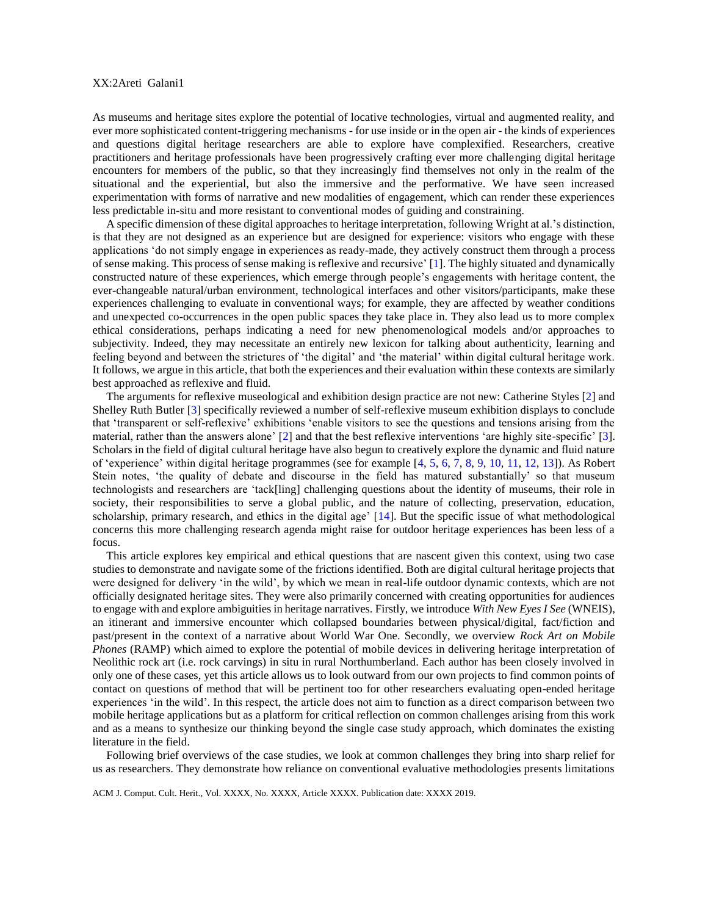As museums and heritage sites explore the potential of locative technologies, virtual and augmented reality, and ever more sophisticated content-triggering mechanisms - for use inside or in the open air - the kinds of experiences and questions digital heritage researchers are able to explore have complexified. Researchers, creative practitioners and heritage professionals have been progressively crafting ever more challenging digital heritage encounters for members of the public, so that they increasingly find themselves not only in the realm of the situational and the experiential, but also the immersive and the performative. We have seen increased experimentation with forms of narrative and new modalities of engagement, which can render these experiences less predictable in-situ and more resistant to conventional modes of guiding and constraining.

A specific dimension of these digital approaches to heritage interpretation, following Wright at al.'s distinction, is that they are not designed as an experience but are designed for experience: visitors who engage with these applications 'do not simply engage in experiences as ready-made, they actively construct them through a process of sense making. This process of sense making is reflexive and recursive' [1]. The highly situated and dynamically constructed nature of these experiences, which emerge through people's engagements with heritage content, the ever-changeable natural/urban environment, technological interfaces and other visitors/participants, make these experiences challenging to evaluate in conventional ways; for example, they are affected by weather conditions and unexpected co-occurrences in the open public spaces they take place in. They also lead us to more complex ethical considerations, perhaps indicating a need for new phenomenological models and/or approaches to subjectivity. Indeed, they may necessitate an entirely new lexicon for talking about authenticity, learning and feeling beyond and between the strictures of 'the digital' and 'the material' within digital cultural heritage work. It follows, we argue in this article, that both the experiences and their evaluation within these contexts are similarly best approached as reflexive and fluid.

The arguments for reflexive museological and exhibition design practice are not new: Catherine Styles [2] and Shelley Ruth Butler [3] specifically reviewed a number of self-reflexive museum exhibition displays to conclude that 'transparent or self-reflexive' exhibitions 'enable visitors to see the questions and tensions arising from the material, rather than the answers alone' [2] and that the best reflexive interventions 'are highly site-specific' [3]. Scholars in the field of digital cultural heritage have also begun to creatively explore the dynamic and fluid nature of 'experience' within digital heritage programmes (see for example [4, 5, 6, 7, 8, 9, 10, 11, 12, 13]). As Robert Stein notes, 'the quality of debate and discourse in the field has matured substantially' so that museum technologists and researchers are 'tack[ling] challenging questions about the identity of museums, their role in society, their responsibilities to serve a global public, and the nature of collecting, preservation, education, scholarship, primary research, and ethics in the digital age' [14]. But the specific issue of what methodological concerns this more challenging research agenda might raise for outdoor heritage experiences has been less of a focus.

This article explores key empirical and ethical questions that are nascent given this context, using two case studies to demonstrate and navigate some of the frictions identified. Both are digital cultural heritage projects that were designed for delivery 'in the wild', by which we mean in real-life outdoor dynamic contexts, which are not officially designated heritage sites. They were also primarily concerned with creating opportunities for audiences to engage with and explore ambiguities in heritage narratives. Firstly, we introduce *With New Eyes I See* (WNEIS), an itinerant and immersive encounter which collapsed boundaries between physical/digital, fact/fiction and past/present in the context of a narrative about World War One. Secondly, we overview *Rock Art on Mobile Phones* (RAMP) which aimed to explore the potential of mobile devices in delivering heritage interpretation of Neolithic rock art (i.e. rock carvings) in situ in rural Northumberland. Each author has been closely involved in only one of these cases, yet this article allows us to look outward from our own projects to find common points of contact on questions of method that will be pertinent too for other researchers evaluating open-ended heritage experiences 'in the wild'. In this respect, the article does not aim to function as a direct comparison between two mobile heritage applications but as a platform for critical reflection on common challenges arising from this work and as a means to synthesize our thinking beyond the single case study approach, which dominates the existing literature in the field.

Following brief overviews of the case studies, we look at common challenges they bring into sharp relief for us as researchers. They demonstrate how reliance on conventional evaluative methodologies presents limitations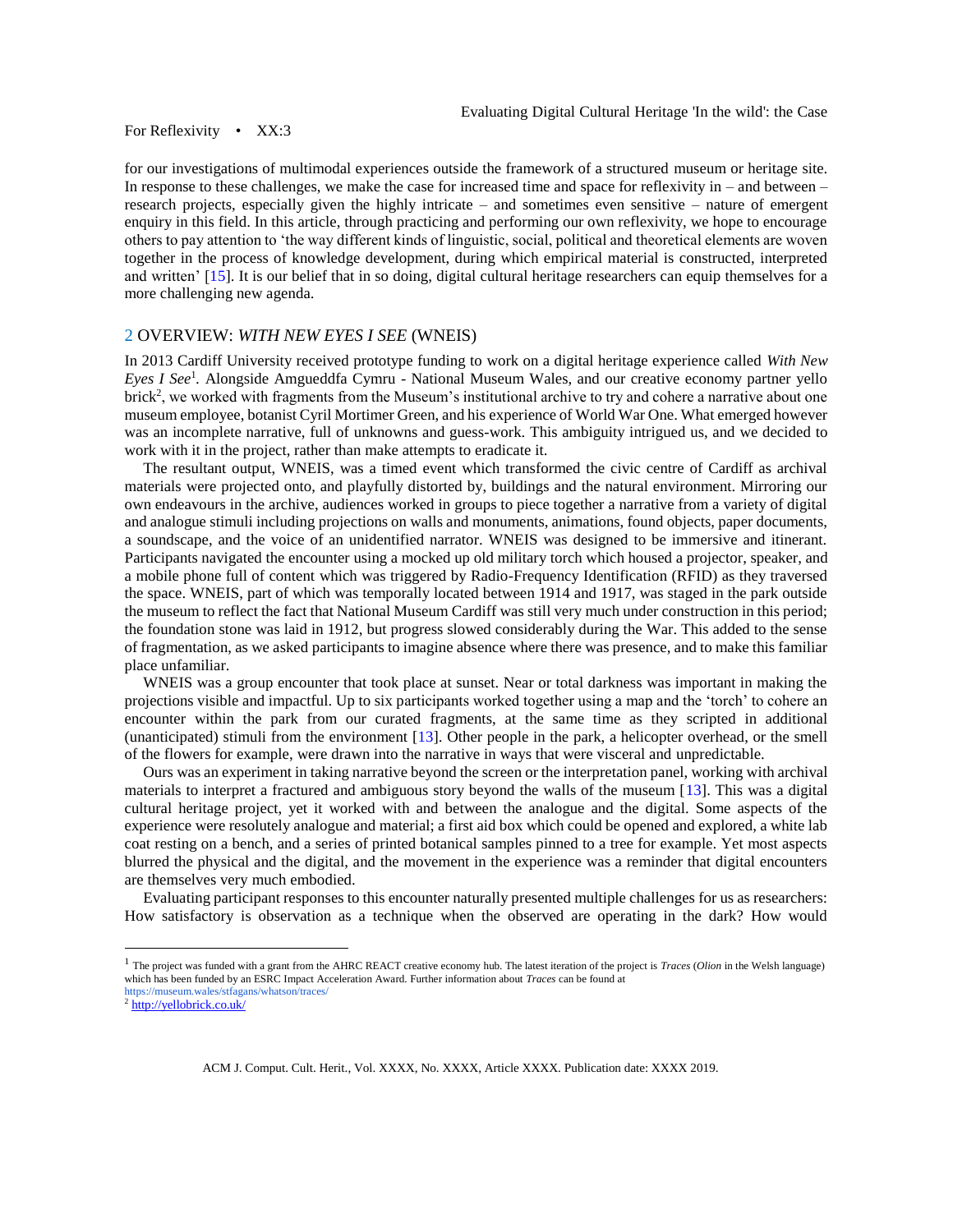for our investigations of multimodal experiences outside the framework of a structured museum or heritage site. In response to these challenges, we make the case for increased time and space for reflexivity in – and between – research projects, especially given the highly intricate – and sometimes even sensitive – nature of emergent enquiry in this field. In this article, through practicing and performing our own reflexivity, we hope to encourage others to pay attention to 'the way different kinds of linguistic, social, political and theoretical elements are woven together in the process of knowledge development, during which empirical material is constructed, interpreted and written' [15]. It is our belief that in so doing, digital cultural heritage researchers can equip themselves for a more challenging new agenda.

## 2 OVERVIEW: *WITH NEW EYES I SEE* (WNEIS)

In 2013 Cardiff University received prototype funding to work on a digital heritage experience called *With New Eyes I See*[1]. Alongside Amgueddfa Cymru - National Museum Wales, and our creative economy partner yello brick[2], we worked with fragments from the Museum's institutional archive to try and cohere a narrative about one museum employee, botanist Cyril Mortimer Green, and his experience of World War One. What emerged however was an incomplete narrative, full of unknowns and guess-work. This ambiguity intrigued us, and we decided to work with it in the project, rather than make attempts to eradicate it.

The resultant output, WNEIS, was a timed event which transformed the civic centre of Cardiff as archival materials were projected onto, and playfully distorted by, buildings and the natural environment. Mirroring our own endeavours in the archive, audiences worked in groups to piece together a narrative from a variety of digital and analogue stimuli including projections on walls and monuments, animations, found objects, paper documents, a soundscape, and the voice of an unidentified narrator. WNEIS was designed to be immersive and itinerant. Participants navigated the encounter using a mocked up old military torch which housed a projector, speaker, and a mobile phone full of content which was triggered by Radio-Frequency Identification (RFID) as they traversed the space. WNEIS, part of which was temporally located between 1914 and 1917, was staged in the park outside the museum to reflect the fact that National Museum Cardiff was still very much under construction in this period; the foundation stone was laid in 1912, but progress slowed considerably during the War. This added to the sense of fragmentation, as we asked participants to imagine absence where there was presence, and to make this familiar place unfamiliar.

WNEIS was a group encounter that took place at sunset. Near or total darkness was important in making the projections visible and impactful. Up to six participants worked together using a map and the 'torch' to cohere an encounter within the park from our curated fragments, at the same time as they scripted in additional (unanticipated) stimuli from the environment [13]. Other people in the park, a helicopter overhead, or the smell of the flowers for example, were drawn into the narrative in ways that were visceral and unpredictable.

Ours was an experiment in taking narrative beyond the screen or the interpretation panel, working with archival materials to interpret a fractured and ambiguous story beyond the walls of the museum [13]. This was a digital cultural heritage project, yet it worked with and between the analogue and the digital. Some aspects of the experience were resolutely analogue and material; a first aid box which could be opened and explored, a white lab coat resting on a bench, and a series of printed botanical samples pinned to a tree for example. Yet most aspects blurred the physical and the digital, and the movement in the experience was a reminder that digital encounters are themselves very much embodied.

Evaluating participant responses to this encounter naturally presented multiple challenges for us as researchers: How satisfactory is observation as a technique when the observed are operating in the dark? How would

---

[1] The project was funded with a grant from the AHRC REACT creative economy hub. The latest iteration of the project is *Traces* (*Olion* in the Welsh language) which has been funded by an ESRC Impact Acceleration Award. Further information about *Traces* can be found at https://museum.wales/stfagans/whatson/traces/

[2] http://yellobrick.co.uk/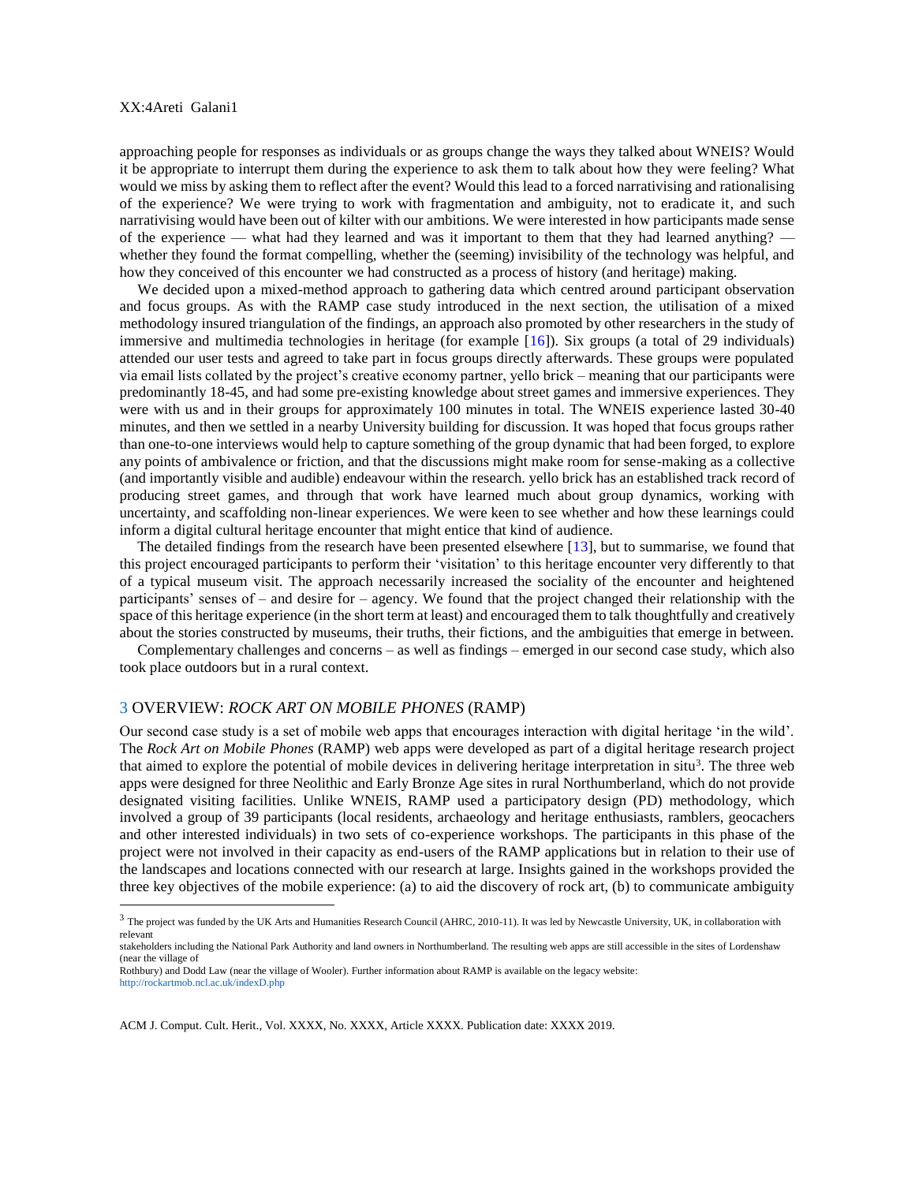approaching people for responses as individuals or as groups change the ways they talked about WNEIS? Would it be appropriate to interrupt them during the experience to ask them to talk about how they were feeling? What would we miss by asking them to reflect after the event? Would this lead to a forced narrativising and rationalising of the experience? We were trying to work with fragmentation and ambiguity, not to eradicate it, and such narrativising would have been out of kilter with our ambitions. We were interested in how participants made sense of the experience — what had they learned and was it important to them that they had learned anything? — whether they found the format compelling, whether the (seeming) invisibility of the technology was helpful, and how they conceived of this encounter we had constructed as a process of history (and heritage) making.

We decided upon a mixed-method approach to gathering data which centred around participant observation and focus groups. As with the RAMP case study introduced in the next section, the utilisation of a mixed methodology insured triangulation of the findings, an approach also promoted by other researchers in the study of immersive and multimedia technologies in heritage (for example [16]). Six groups (a total of 29 individuals) attended our user tests and agreed to take part in focus groups directly afterwards. These groups were populated via email lists collated by the project's creative economy partner, yello brick – meaning that our participants were predominantly 18-45, and had some pre-existing knowledge about street games and immersive experiences. They were with us and in their groups for approximately 100 minutes in total. The WNEIS experience lasted 30-40 minutes, and then we settled in a nearby University building for discussion. It was hoped that focus groups rather than one-to-one interviews would help to capture something of the group dynamic that had been forged, to explore any points of ambivalence or friction, and that the discussions might make room for sense-making as a collective (and importantly visible and audible) endeavour within the research. yello brick has an established track record of producing street games, and through that work have learned much about group dynamics, working with uncertainty, and scaffolding non-linear experiences. We were keen to see whether and how these learnings could inform a digital cultural heritage encounter that might entice that kind of audience.

The detailed findings from the research have been presented elsewhere [13], but to summarise, we found that this project encouraged participants to perform their 'visitation' to this heritage encounter very differently to that of a typical museum visit. The approach necessarily increased the sociality of the encounter and heightened participants' senses of – and desire for – agency. We found that the project changed their relationship with the space of this heritage experience (in the short term at least) and encouraged them to talk thoughtfully and creatively about the stories constructed by museums, their truths, their fictions, and the ambiguities that emerge in between.

Complementary challenges and concerns – as well as findings – emerged in our second case study, which also took place outdoors but in a rural context.

## 3 OVERVIEW: *ROCK ART ON MOBILE PHONES* (RAMP)

Our second case study is a set of mobile web apps that encourages interaction with digital heritage 'in the wild'. The *Rock Art on Mobile Phones* (RAMP) web apps were developed as part of a digital heritage research project that aimed to explore the potential of mobile devices in delivering heritage interpretation in situ[3]. The three web apps were designed for three Neolithic and Early Bronze Age sites in rural Northumberland, which do not provide designated visiting facilities. Unlike WNEIS, RAMP used a participatory design (PD) methodology, which involved a group of 39 participants (local residents, archaeology and heritage enthusiasts, ramblers, geocachers and other interested individuals) in two sets of co-experience workshops. The participants in this phase of the project were not involved in their capacity as end-users of the RAMP applications but in relation to their use of the landscapes and locations connected with our research at large. Insights gained in the workshops provided the three key objectives of the mobile experience: (a) to aid the discovery of rock art, (b) to communicate ambiguity

[3] The project was funded by the UK Arts and Humanities Research Council (AHRC, 2010-11). It was led by Newcastle University, UK, in collaboration with relevant stakeholders including the National Park Authority and land owners in Northumberland. The resulting web apps are still accessible in the sites of Lordenshaw (near the village of Rothbury) and Dodd Law (near the village of Wooler). Further information about RAMP is available on the legacy website: http://rockartmob.ncl.ac.uk/indexD.php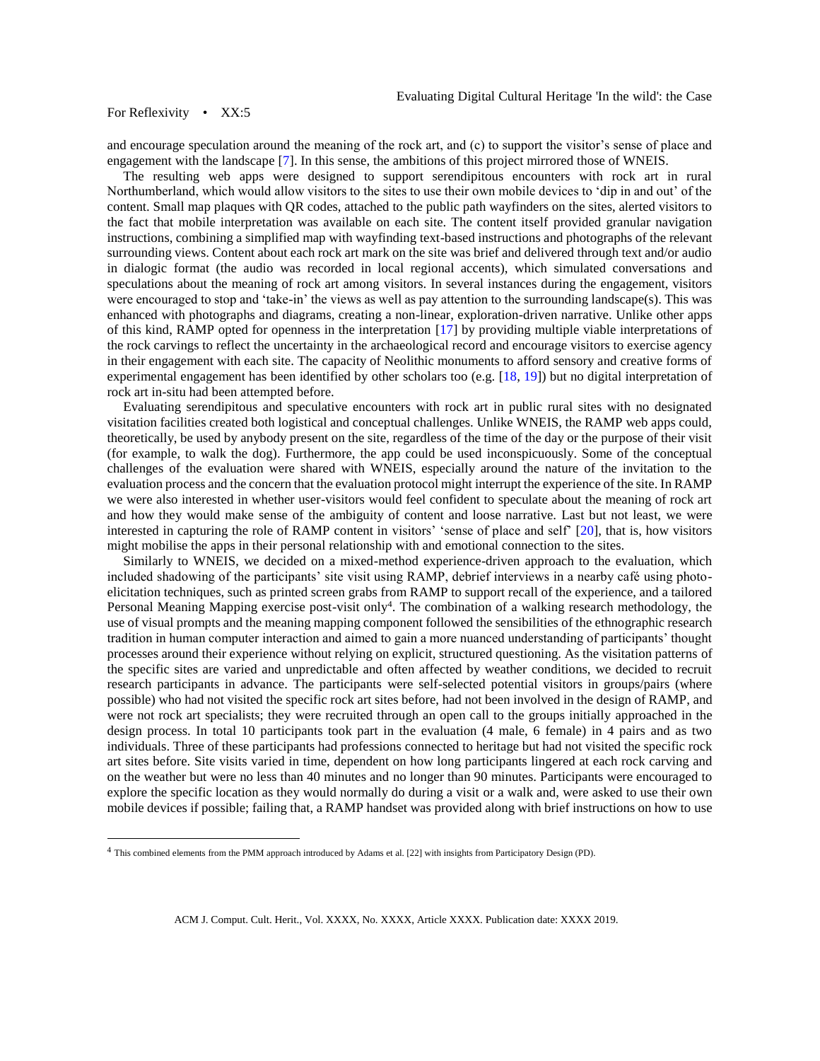and encourage speculation around the meaning of the rock art, and (c) to support the visitor's sense of place and engagement with the landscape [7]. In this sense, the ambitions of this project mirrored those of WNEIS.

The resulting web apps were designed to support serendipitous encounters with rock art in rural Northumberland, which would allow visitors to the sites to use their own mobile devices to 'dip in and out' of the content. Small map plaques with QR codes, attached to the public path wayfinders on the sites, alerted visitors to the fact that mobile interpretation was available on each site. The content itself provided granular navigation instructions, combining a simplified map with wayfinding text-based instructions and photographs of the relevant surrounding views. Content about each rock art mark on the site was brief and delivered through text and/or audio in dialogic format (the audio was recorded in local regional accents), which simulated conversations and speculations about the meaning of rock art among visitors. In several instances during the engagement, visitors were encouraged to stop and 'take-in' the views as well as pay attention to the surrounding landscape(s). This was enhanced with photographs and diagrams, creating a non-linear, exploration-driven narrative. Unlike other apps of this kind, RAMP opted for openness in the interpretation [17] by providing multiple viable interpretations of the rock carvings to reflect the uncertainty in the archaeological record and encourage visitors to exercise agency in their engagement with each site. The capacity of Neolithic monuments to afford sensory and creative forms of experimental engagement has been identified by other scholars too (e.g. [18, 19]) but no digital interpretation of rock art in-situ had been attempted before.

Evaluating serendipitous and speculative encounters with rock art in public rural sites with no designated visitation facilities created both logistical and conceptual challenges. Unlike WNEIS, the RAMP web apps could, theoretically, be used by anybody present on the site, regardless of the time of the day or the purpose of their visit (for example, to walk the dog). Furthermore, the app could be used inconspicuously. Some of the conceptual challenges of the evaluation were shared with WNEIS, especially around the nature of the invitation to the evaluation process and the concern that the evaluation protocol might interrupt the experience of the site. In RAMP we were also interested in whether user-visitors would feel confident to speculate about the meaning of rock art and how they would make sense of the ambiguity of content and loose narrative. Last but not least, we were interested in capturing the role of RAMP content in visitors' 'sense of place and self' [20], that is, how visitors might mobilise the apps in their personal relationship with and emotional connection to the sites.

Similarly to WNEIS, we decided on a mixed-method experience-driven approach to the evaluation, which included shadowing of the participants' site visit using RAMP, debrief interviews in a nearby café using photo-elicitation techniques, such as printed screen grabs from RAMP to support recall of the experience, and a tailored Personal Meaning Mapping exercise post-visit only[4]. The combination of a walking research methodology, the use of visual prompts and the meaning mapping component followed the sensibilities of the ethnographic research tradition in human computer interaction and aimed to gain a more nuanced understanding of participants' thought processes around their experience without relying on explicit, structured questioning. As the visitation patterns of the specific sites are varied and unpredictable and often affected by weather conditions, we decided to recruit research participants in advance. The participants were self-selected potential visitors in groups/pairs (where possible) who had not visited the specific rock art sites before, had not been involved in the design of RAMP, and were not rock art specialists; they were recruited through an open call to the groups initially approached in the design process. In total 10 participants took part in the evaluation (4 male, 6 female) in 4 pairs and as two individuals. Three of these participants had professions connected to heritage but had not visited the specific rock art sites before. Site visits varied in time, dependent on how long participants lingered at each rock carving and on the weather but were no less than 40 minutes and no longer than 90 minutes. Participants were encouraged to explore the specific location as they would normally do during a visit or a walk and, were asked to use their own mobile devices if possible; failing that, a RAMP handset was provided along with brief instructions on how to use

[4] This combined elements from the PMM approach introduced by Adams et al. [22] with insights from Participatory Design (PD).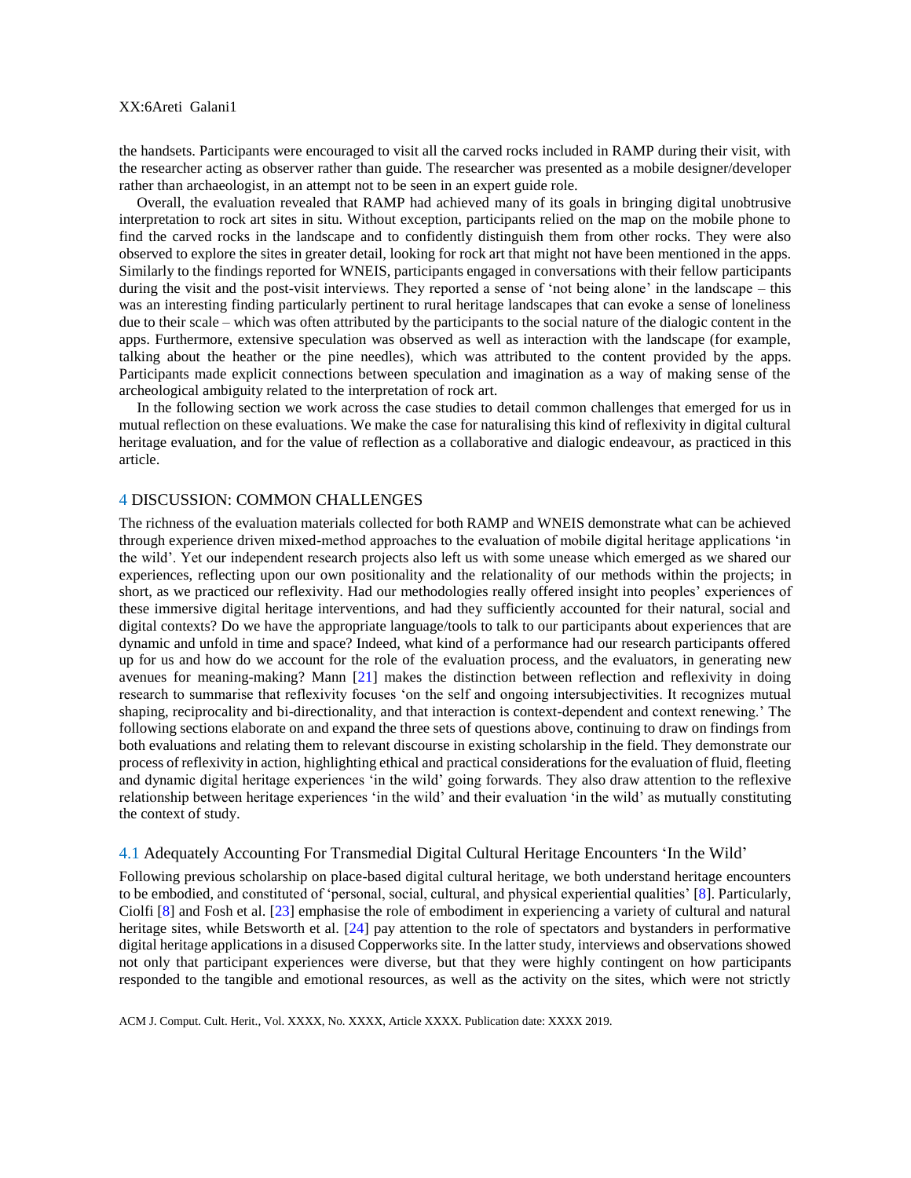the handsets. Participants were encouraged to visit all the carved rocks included in RAMP during their visit, with the researcher acting as observer rather than guide. The researcher was presented as a mobile designer/developer rather than archaeologist, in an attempt not to be seen in an expert guide role.

Overall, the evaluation revealed that RAMP had achieved many of its goals in bringing digital unobtrusive interpretation to rock art sites in situ. Without exception, participants relied on the map on the mobile phone to find the carved rocks in the landscape and to confidently distinguish them from other rocks. They were also observed to explore the sites in greater detail, looking for rock art that might not have been mentioned in the apps. Similarly to the findings reported for WNEIS, participants engaged in conversations with their fellow participants during the visit and the post-visit interviews. They reported a sense of 'not being alone' in the landscape – this was an interesting finding particularly pertinent to rural heritage landscapes that can evoke a sense of loneliness due to their scale – which was often attributed by the participants to the social nature of the dialogic content in the apps. Furthermore, extensive speculation was observed as well as interaction with the landscape (for example, talking about the heather or the pine needles), which was attributed to the content provided by the apps. Participants made explicit connections between speculation and imagination as a way of making sense of the archeological ambiguity related to the interpretation of rock art.

In the following section we work across the case studies to detail common challenges that emerged for us in mutual reflection on these evaluations. We make the case for naturalising this kind of reflexivity in digital cultural heritage evaluation, and for the value of reflection as a collaborative and dialogic endeavour, as practiced in this article.

## 4 DISCUSSION: COMMON CHALLENGES

The richness of the evaluation materials collected for both RAMP and WNEIS demonstrate what can be achieved through experience driven mixed-method approaches to the evaluation of mobile digital heritage applications 'in the wild'. Yet our independent research projects also left us with some unease which emerged as we shared our experiences, reflecting upon our own positionality and the relationality of our methods within the projects; in short, as we practiced our reflexivity. Had our methodologies really offered insight into peoples' experiences of these immersive digital heritage interventions, and had they sufficiently accounted for their natural, social and digital contexts? Do we have the appropriate language/tools to talk to our participants about experiences that are dynamic and unfold in time and space? Indeed, what kind of a performance had our research participants offered up for us and how do we account for the role of the evaluation process, and the evaluators, in generating new avenues for meaning-making? Mann [21] makes the distinction between reflection and reflexivity in doing research to summarise that reflexivity focuses 'on the self and ongoing intersubjectivities. It recognizes mutual shaping, reciprocality and bi-directionality, and that interaction is context-dependent and context renewing.' The following sections elaborate on and expand the three sets of questions above, continuing to draw on findings from both evaluations and relating them to relevant discourse in existing scholarship in the field. They demonstrate our process of reflexivity in action, highlighting ethical and practical considerations for the evaluation of fluid, fleeting and dynamic digital heritage experiences 'in the wild' going forwards. They also draw attention to the reflexive relationship between heritage experiences 'in the wild' and their evaluation 'in the wild' as mutually constituting the context of study.

### 4.1 Adequately Accounting For Transmedial Digital Cultural Heritage Encounters 'In the Wild'

Following previous scholarship on place-based digital cultural heritage, we both understand heritage encounters to be embodied, and constituted of 'personal, social, cultural, and physical experiential qualities' [8]. Particularly, Ciolfi [8] and Fosh et al. [23] emphasise the role of embodiment in experiencing a variety of cultural and natural heritage sites, while Betsworth et al. [24] pay attention to the role of spectators and bystanders in performative digital heritage applications in a disused Copperworks site. In the latter study, interviews and observations showed not only that participant experiences were diverse, but that they were highly contingent on how participants responded to the tangible and emotional resources, as well as the activity on the sites, which were not strictly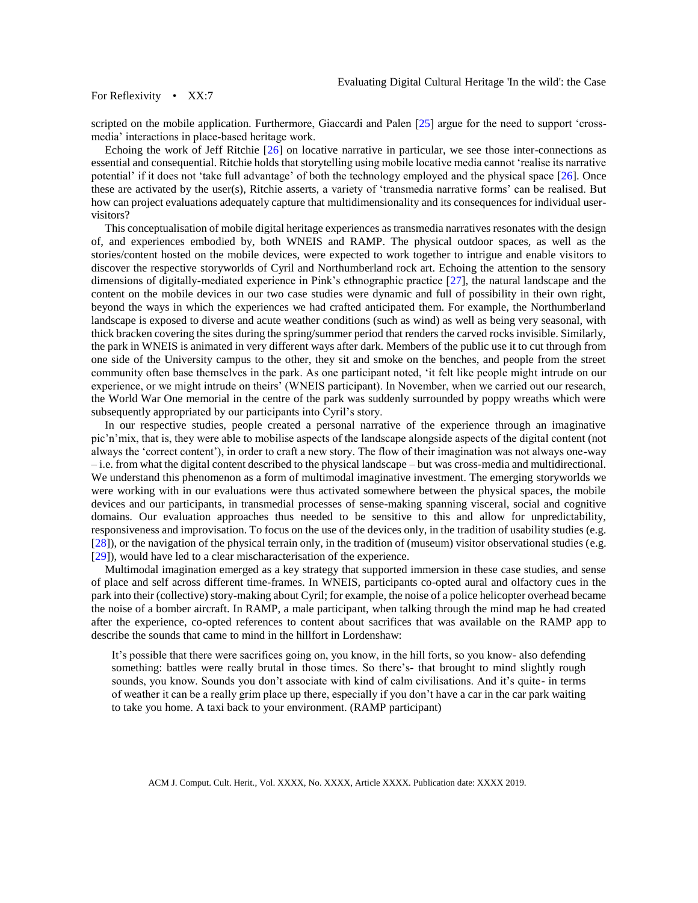scripted on the mobile application. Furthermore, Giaccardi and Palen [25] argue for the need to support 'cross-media' interactions in place-based heritage work.

Echoing the work of Jeff Ritchie [26] on locative narrative in particular, we see those inter-connections as essential and consequential. Ritchie holds that storytelling using mobile locative media cannot 'realise its narrative potential' if it does not 'take full advantage' of both the technology employed and the physical space [26]. Once these are activated by the user(s), Ritchie asserts, a variety of 'transmedia narrative forms' can be realised. But how can project evaluations adequately capture that multidimensionality and its consequences for individual user-visitors?

This conceptualisation of mobile digital heritage experiences as transmedia narratives resonates with the design of, and experiences embodied by, both WNEIS and RAMP. The physical outdoor spaces, as well as the stories/content hosted on the mobile devices, were expected to work together to intrigue and enable visitors to discover the respective storyworlds of Cyril and Northumberland rock art. Echoing the attention to the sensory dimensions of digitally-mediated experience in Pink's ethnographic practice [27], the natural landscape and the content on the mobile devices in our two case studies were dynamic and full of possibility in their own right, beyond the ways in which the experiences we had crafted anticipated them. For example, the Northumberland landscape is exposed to diverse and acute weather conditions (such as wind) as well as being very seasonal, with thick bracken covering the sites during the spring/summer period that renders the carved rocks invisible. Similarly, the park in WNEIS is animated in very different ways after dark. Members of the public use it to cut through from one side of the University campus to the other, they sit and smoke on the benches, and people from the street community often base themselves in the park. As one participant noted, 'it felt like people might intrude on our experience, or we might intrude on theirs' (WNEIS participant). In November, when we carried out our research, the World War One memorial in the centre of the park was suddenly surrounded by poppy wreaths which were subsequently appropriated by our participants into Cyril's story.

In our respective studies, people created a personal narrative of the experience through an imaginative pic'n'mix, that is, they were able to mobilise aspects of the landscape alongside aspects of the digital content (not always the 'correct content'), in order to craft a new story. The flow of their imagination was not always one-way – i.e. from what the digital content described to the physical landscape – but was cross-media and multidirectional. We understand this phenomenon as a form of multimodal imaginative investment. The emerging storyworlds we were working with in our evaluations were thus activated somewhere between the physical spaces, the mobile devices and our participants, in transmedial processes of sense-making spanning visceral, social and cognitive domains. Our evaluation approaches thus needed to be sensitive to this and allow for unpredictability, responsiveness and improvisation. To focus on the use of the devices only, in the tradition of usability studies (e.g. [28]), or the navigation of the physical terrain only, in the tradition of (museum) visitor observational studies (e.g. [29]), would have led to a clear mischaracterisation of the experience.

Multimodal imagination emerged as a key strategy that supported immersion in these case studies, and sense of place and self across different time-frames. In WNEIS, participants co-opted aural and olfactory cues in the park into their (collective) story-making about Cyril; for example, the noise of a police helicopter overhead became the noise of a bomber aircraft. In RAMP, a male participant, when talking through the mind map he had created after the experience, co-opted references to content about sacrifices that was available on the RAMP app to describe the sounds that came to mind in the hillfort in Lordenshaw:

> It's possible that there were sacrifices going on, you know, in the hill forts, so you know- also defending something: battles were really brutal in those times. So there's- that brought to mind slightly rough sounds, you know. Sounds you don't associate with kind of calm civilisations. And it's quite- in terms of weather it can be a really grim place up there, especially if you don't have a car in the car park waiting to take you home. A taxi back to your environment. (RAMP participant)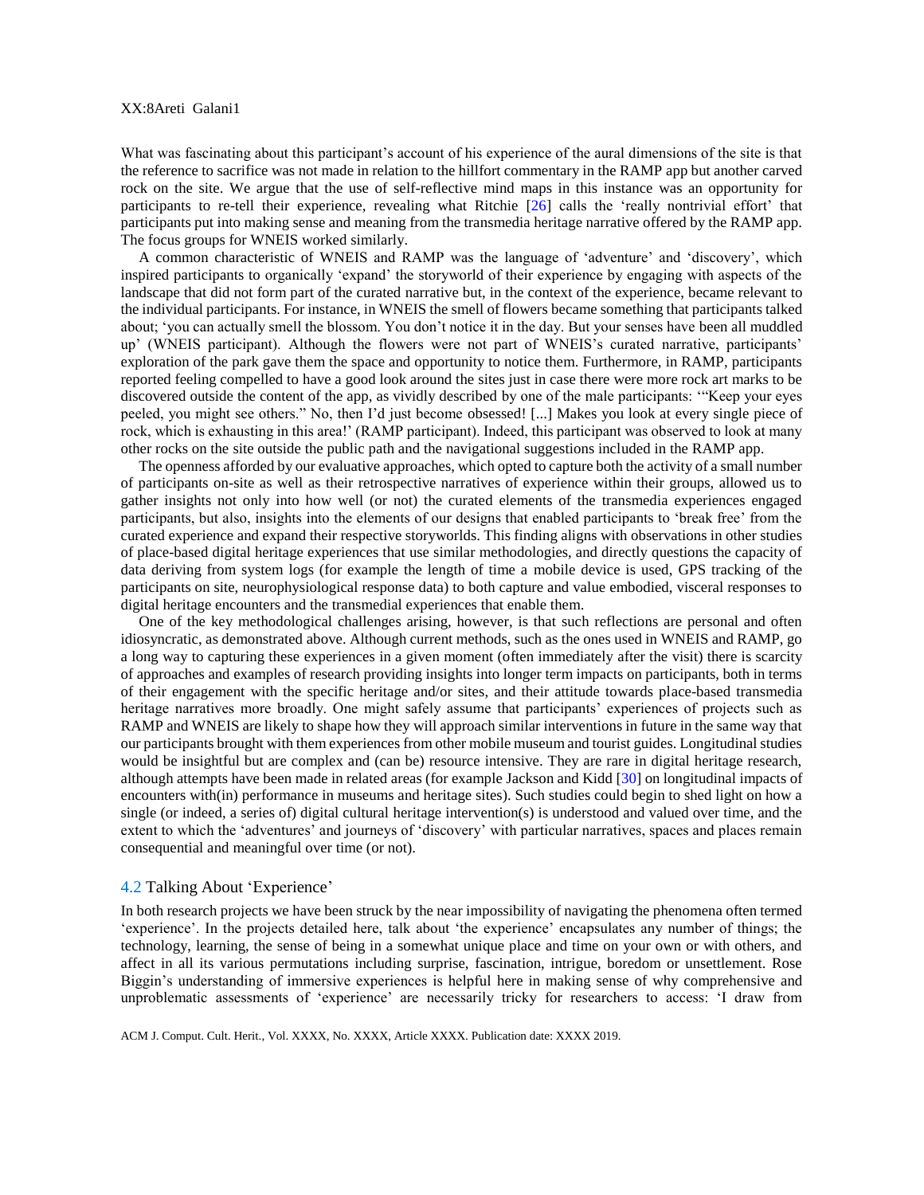What was fascinating about this participant's account of his experience of the aural dimensions of the site is that the reference to sacrifice was not made in relation to the hillfort commentary in the RAMP app but another carved rock on the site. We argue that the use of self-reflective mind maps in this instance was an opportunity for participants to re-tell their experience, revealing what Ritchie [26] calls the 'really nontrivial effort' that participants put into making sense and meaning from the transmedia heritage narrative offered by the RAMP app. The focus groups for WNEIS worked similarly.

A common characteristic of WNEIS and RAMP was the language of 'adventure' and 'discovery', which inspired participants to organically 'expand' the storyworld of their experience by engaging with aspects of the landscape that did not form part of the curated narrative but, in the context of the experience, became relevant to the individual participants. For instance, in WNEIS the smell of flowers became something that participants talked about; 'you can actually smell the blossom. You don't notice it in the day. But your senses have been all muddled up' (WNEIS participant). Although the flowers were not part of WNEIS's curated narrative, participants' exploration of the park gave them the space and opportunity to notice them. Furthermore, in RAMP, participants reported feeling compelled to have a good look around the sites just in case there were more rock art marks to be discovered outside the content of the app, as vividly described by one of the male participants: '"Keep your eyes peeled, you might see others." No, then I'd just become obsessed! [...] Makes you look at every single piece of rock, which is exhausting in this area!' (RAMP participant). Indeed, this participant was observed to look at many other rocks on the site outside the public path and the navigational suggestions included in the RAMP app.

The openness afforded by our evaluative approaches, which opted to capture both the activity of a small number of participants on-site as well as their retrospective narratives of experience within their groups, allowed us to gather insights not only into how well (or not) the curated elements of the transmedia experiences engaged participants, but also, insights into the elements of our designs that enabled participants to 'break free' from the curated experience and expand their respective storyworlds. This finding aligns with observations in other studies of place-based digital heritage experiences that use similar methodologies, and directly questions the capacity of data deriving from system logs (for example the length of time a mobile device is used, GPS tracking of the participants on site, neurophysiological response data) to both capture and value embodied, visceral responses to digital heritage encounters and the transmedial experiences that enable them.

One of the key methodological challenges arising, however, is that such reflections are personal and often idiosyncratic, as demonstrated above. Although current methods, such as the ones used in WNEIS and RAMP, go a long way to capturing these experiences in a given moment (often immediately after the visit) there is scarcity of approaches and examples of research providing insights into longer term impacts on participants, both in terms of their engagement with the specific heritage and/or sites, and their attitude towards place-based transmedia heritage narratives more broadly. One might safely assume that participants' experiences of projects such as RAMP and WNEIS are likely to shape how they will approach similar interventions in future in the same way that our participants brought with them experiences from other mobile museum and tourist guides. Longitudinal studies would be insightful but are complex and (can be) resource intensive. They are rare in digital heritage research, although attempts have been made in related areas (for example Jackson and Kidd [30] on longitudinal impacts of encounters with(in) performance in museums and heritage sites). Such studies could begin to shed light on how a single (or indeed, a series of) digital cultural heritage intervention(s) is understood and valued over time, and the extent to which the 'adventures' and journeys of 'discovery' with particular narratives, spaces and places remain consequential and meaningful over time (or not).

### 4.2 Talking About 'Experience'

In both research projects we have been struck by the near impossibility of navigating the phenomena often termed 'experience'. In the projects detailed here, talk about 'the experience' encapsulates any number of things; the technology, learning, the sense of being in a somewhat unique place and time on your own or with others, and affect in all its various permutations including surprise, fascination, intrigue, boredom or unsettlement. Rose Biggin's understanding of immersive experiences is helpful here in making sense of why comprehensive and unproblematic assessments of 'experience' are necessarily tricky for researchers to access: 'I draw from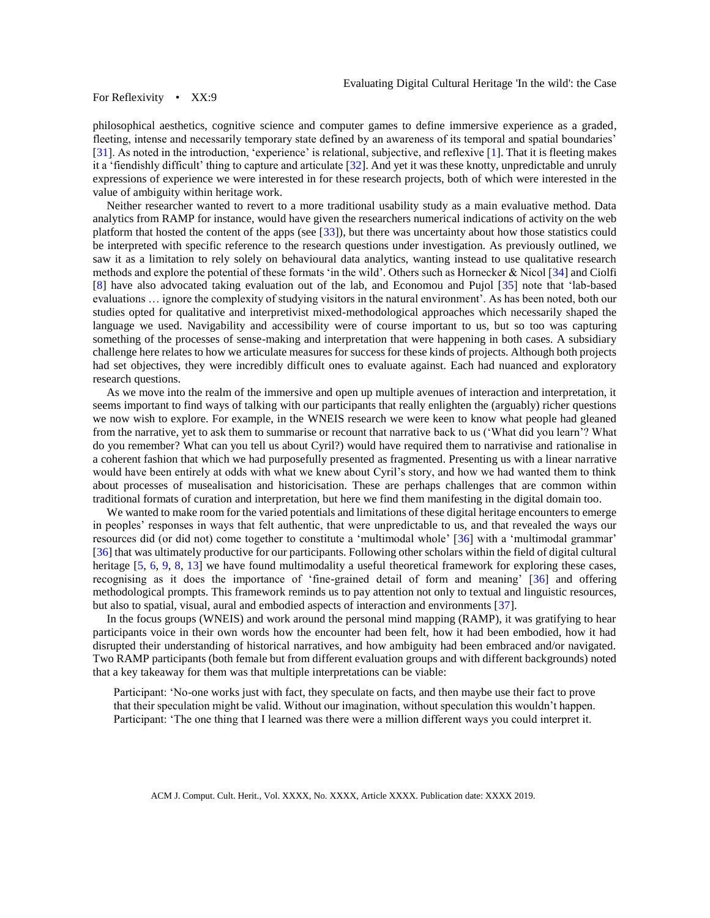philosophical aesthetics, cognitive science and computer games to define immersive experience as a graded, fleeting, intense and necessarily temporary state defined by an awareness of its temporal and spatial boundaries' [31]. As noted in the introduction, 'experience' is relational, subjective, and reflexive [1]. That it is fleeting makes it a 'fiendishly difficult' thing to capture and articulate [32]. And yet it was these knotty, unpredictable and unruly expressions of experience we were interested in for these research projects, both of which were interested in the value of ambiguity within heritage work.

Neither researcher wanted to revert to a more traditional usability study as a main evaluative method. Data analytics from RAMP for instance, would have given the researchers numerical indications of activity on the web platform that hosted the content of the apps (see [33]), but there was uncertainty about how those statistics could be interpreted with specific reference to the research questions under investigation. As previously outlined, we saw it as a limitation to rely solely on behavioural data analytics, wanting instead to use qualitative research methods and explore the potential of these formats 'in the wild'. Others such as Hornecker & Nicol [34] and Ciolfi [8] have also advocated taking evaluation out of the lab, and Economou and Pujol [35] note that 'lab-based evaluations … ignore the complexity of studying visitors in the natural environment'. As has been noted, both our studies opted for qualitative and interpretivist mixed-methodological approaches which necessarily shaped the language we used. Navigability and accessibility were of course important to us, but so too was capturing something of the processes of sense-making and interpretation that were happening in both cases. A subsidiary challenge here relates to how we articulate measures for success for these kinds of projects. Although both projects had set objectives, they were incredibly difficult ones to evaluate against. Each had nuanced and exploratory research questions.

As we move into the realm of the immersive and open up multiple avenues of interaction and interpretation, it seems important to find ways of talking with our participants that really enlighten the (arguably) richer questions we now wish to explore. For example, in the WNEIS research we were keen to know what people had gleaned from the narrative, yet to ask them to summarise or recount that narrative back to us ('What did you learn'? What do you remember? What can you tell us about Cyril?) would have required them to narrativise and rationalise in a coherent fashion that which we had purposefully presented as fragmented. Presenting us with a linear narrative would have been entirely at odds with what we knew about Cyril's story, and how we had wanted them to think about processes of musealisation and historicisation. These are perhaps challenges that are common within traditional formats of curation and interpretation, but here we find them manifesting in the digital domain too.

We wanted to make room for the varied potentials and limitations of these digital heritage encounters to emerge in peoples' responses in ways that felt authentic, that were unpredictable to us, and that revealed the ways our resources did (or did not) come together to constitute a 'multimodal whole' [36] with a 'multimodal grammar' [36] that was ultimately productive for our participants. Following other scholars within the field of digital cultural heritage [5, 6, 9, 8, 13] we have found multimodality a useful theoretical framework for exploring these cases, recognising as it does the importance of 'fine-grained detail of form and meaning' [36] and offering methodological prompts. This framework reminds us to pay attention not only to textual and linguistic resources, but also to spatial, visual, aural and embodied aspects of interaction and environments [37].

In the focus groups (WNEIS) and work around the personal mind mapping (RAMP), it was gratifying to hear participants voice in their own words how the encounter had been felt, how it had been embodied, how it had disrupted their understanding of historical narratives, and how ambiguity had been embraced and/or navigated. Two RAMP participants (both female but from different evaluation groups and with different backgrounds) noted that a key takeaway for them was that multiple interpretations can be viable:

> Participant: 'No-one works just with fact, they speculate on facts, and then maybe use their fact to prove that their speculation might be valid. Without our imagination, without speculation this wouldn't happen.
> Participant: 'The one thing that I learned was there were a million different ways you could interpret it.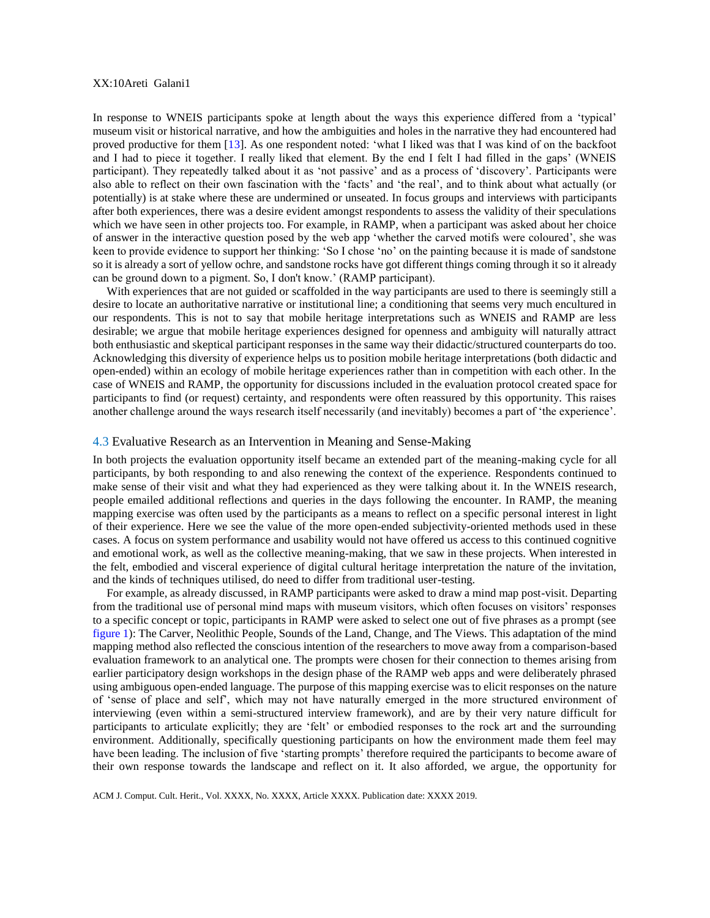In response to WNEIS participants spoke at length about the ways this experience differed from a 'typical' museum visit or historical narrative, and how the ambiguities and holes in the narrative they had encountered had proved productive for them [13]. As one respondent noted: 'what I liked was that I was kind of on the backfoot and I had to piece it together. I really liked that element. By the end I felt I had filled in the gaps' (WNEIS participant). They repeatedly talked about it as 'not passive' and as a process of 'discovery'. Participants were also able to reflect on their own fascination with the 'facts' and 'the real', and to think about what actually (or potentially) is at stake where these are undermined or unseated. In focus groups and interviews with participants after both experiences, there was a desire evident amongst respondents to assess the validity of their speculations which we have seen in other projects too. For example, in RAMP, when a participant was asked about her choice of answer in the interactive question posed by the web app 'whether the carved motifs were coloured', she was keen to provide evidence to support her thinking: 'So I chose 'no' on the painting because it is made of sandstone so it is already a sort of yellow ochre, and sandstone rocks have got different things coming through it so it already can be ground down to a pigment. So, I don't know.' (RAMP participant).

With experiences that are not guided or scaffolded in the way participants are used to there is seemingly still a desire to locate an authoritative narrative or institutional line; a conditioning that seems very much encultured in our respondents. This is not to say that mobile heritage interpretations such as WNEIS and RAMP are less desirable; we argue that mobile heritage experiences designed for openness and ambiguity will naturally attract both enthusiastic and skeptical participant responses in the same way their didactic/structured counterparts do too. Acknowledging this diversity of experience helps us to position mobile heritage interpretations (both didactic and open-ended) within an ecology of mobile heritage experiences rather than in competition with each other. In the case of WNEIS and RAMP, the opportunity for discussions included in the evaluation protocol created space for participants to find (or request) certainty, and respondents were often reassured by this opportunity. This raises another challenge around the ways research itself necessarily (and inevitably) becomes a part of 'the experience'.

### 4.3 Evaluative Research as an Intervention in Meaning and Sense-Making

In both projects the evaluation opportunity itself became an extended part of the meaning-making cycle for all participants, by both responding to and also renewing the context of the experience. Respondents continued to make sense of their visit and what they had experienced as they were talking about it. In the WNEIS research, people emailed additional reflections and queries in the days following the encounter. In RAMP, the meaning mapping exercise was often used by the participants as a means to reflect on a specific personal interest in light of their experience. Here we see the value of the more open-ended subjectivity-oriented methods used in these cases. A focus on system performance and usability would not have offered us access to this continued cognitive and emotional work, as well as the collective meaning-making, that we saw in these projects. When interested in the felt, embodied and visceral experience of digital cultural heritage interpretation the nature of the invitation, and the kinds of techniques utilised, do need to differ from traditional user-testing.

For example, as already discussed, in RAMP participants were asked to draw a mind map post-visit. Departing from the traditional use of personal mind maps with museum visitors, which often focuses on visitors' responses to a specific concept or topic, participants in RAMP were asked to select one out of five phrases as a prompt (see figure 1): The Carver, Neolithic People, Sounds of the Land, Change, and The Views. This adaptation of the mind mapping method also reflected the conscious intention of the researchers to move away from a comparison-based evaluation framework to an analytical one. The prompts were chosen for their connection to themes arising from earlier participatory design workshops in the design phase of the RAMP web apps and were deliberately phrased using ambiguous open-ended language. The purpose of this mapping exercise was to elicit responses on the nature of 'sense of place and self', which may not have naturally emerged in the more structured environment of interviewing (even within a semi-structured interview framework), and are by their very nature difficult for participants to articulate explicitly; they are 'felt' or embodied responses to the rock art and the surrounding environment. Additionally, specifically questioning participants on how the environment made them feel may have been leading. The inclusion of five 'starting prompts' therefore required the participants to become aware of their own response towards the landscape and reflect on it. It also afforded, we argue, the opportunity for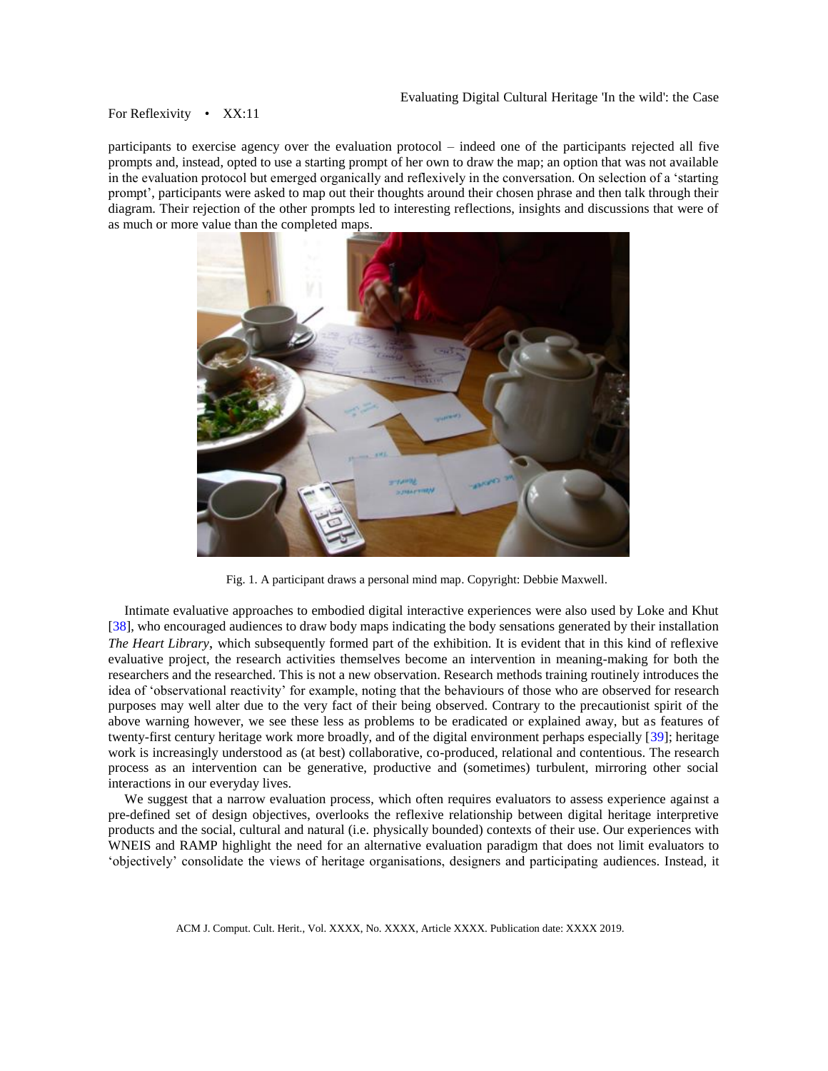participants to exercise agency over the evaluation protocol – indeed one of the participants rejected all five prompts and, instead, opted to use a starting prompt of her own to draw the map; an option that was not available in the evaluation protocol but emerged organically and reflexively in the conversation. On selection of a 'starting prompt', participants were asked to map out their thoughts around their chosen phrase and then talk through their diagram. Their rejection of the other prompts led to interesting reflections, insights and discussions that were of as much or more value than the completed maps.

Fig. 1. A participant draws a personal mind map. Copyright: Debbie Maxwell.

Intimate evaluative approaches to embodied digital interactive experiences were also used by Loke and Khut [38], who encouraged audiences to draw body maps indicating the body sensations generated by their installation *The Heart Library*, which subsequently formed part of the exhibition. It is evident that in this kind of reflexive evaluative project, the research activities themselves become an intervention in meaning-making for both the researchers and the researched. This is not a new observation. Research methods training routinely introduces the idea of 'observational reactivity' for example, noting that the behaviours of those who are observed for research purposes may well alter due to the very fact of their being observed. Contrary to the precautionist spirit of the above warning however, we see these less as problems to be eradicated or explained away, but as features of twenty-first century heritage work more broadly, and of the digital environment perhaps especially [39]; heritage work is increasingly understood as (at best) collaborative, co-produced, relational and contentious. The research process as an intervention can be generative, productive and (sometimes) turbulent, mirroring other social interactions in our everyday lives.

We suggest that a narrow evaluation process, which often requires evaluators to assess experience against a pre-defined set of design objectives, overlooks the reflexive relationship between digital heritage interpretive products and the social, cultural and natural (i.e. physically bounded) contexts of their use. Our experiences with WNEIS and RAMP highlight the need for an alternative evaluation paradigm that does not limit evaluators to 'objectively' consolidate the views of heritage organisations, designers and participating audiences. Instead, it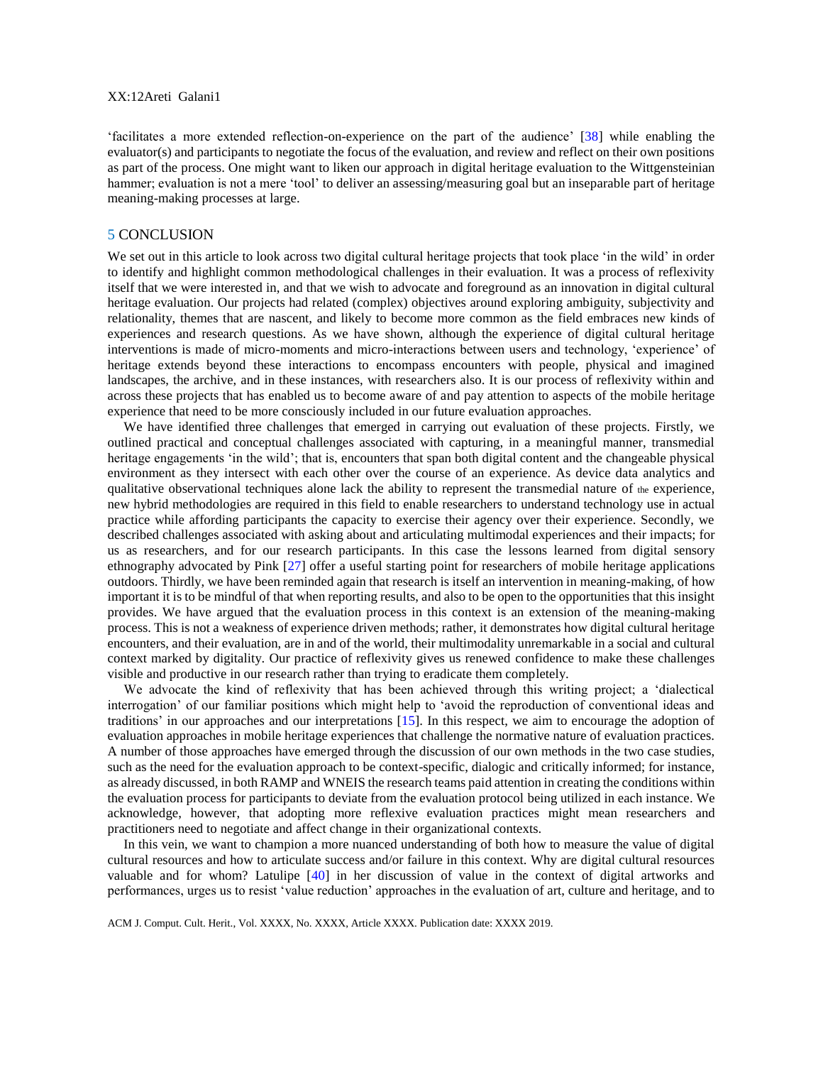'facilitates a more extended reflection-on-experience on the part of the audience' [38] while enabling the evaluator(s) and participants to negotiate the focus of the evaluation, and review and reflect on their own positions as part of the process. One might want to liken our approach in digital heritage evaluation to the Wittgensteinian hammer; evaluation is not a mere 'tool' to deliver an assessing/measuring goal but an inseparable part of heritage meaning-making processes at large.

## 5 CONCLUSION

We set out in this article to look across two digital cultural heritage projects that took place 'in the wild' in order to identify and highlight common methodological challenges in their evaluation. It was a process of reflexivity itself that we were interested in, and that we wish to advocate and foreground as an innovation in digital cultural heritage evaluation. Our projects had related (complex) objectives around exploring ambiguity, subjectivity and relationality, themes that are nascent, and likely to become more common as the field embraces new kinds of experiences and research questions. As we have shown, although the experience of digital cultural heritage interventions is made of micro-moments and micro-interactions between users and technology, 'experience' of heritage extends beyond these interactions to encompass encounters with people, physical and imagined landscapes, the archive, and in these instances, with researchers also. It is our process of reflexivity within and across these projects that has enabled us to become aware of and pay attention to aspects of the mobile heritage experience that need to be more consciously included in our future evaluation approaches.

We have identified three challenges that emerged in carrying out evaluation of these projects. Firstly, we outlined practical and conceptual challenges associated with capturing, in a meaningful manner, transmedial heritage engagements 'in the wild'; that is, encounters that span both digital content and the changeable physical environment as they intersect with each other over the course of an experience. As device data analytics and qualitative observational techniques alone lack the ability to represent the transmedial nature of the experience, new hybrid methodologies are required in this field to enable researchers to understand technology use in actual practice while affording participants the capacity to exercise their agency over their experience. Secondly, we described challenges associated with asking about and articulating multimodal experiences and their impacts; for us as researchers, and for our research participants. In this case the lessons learned from digital sensory ethnography advocated by Pink [27] offer a useful starting point for researchers of mobile heritage applications outdoors. Thirdly, we have been reminded again that research is itself an intervention in meaning-making, of how important it is to be mindful of that when reporting results, and also to be open to the opportunities that this insight provides. We have argued that the evaluation process in this context is an extension of the meaning-making process. This is not a weakness of experience driven methods; rather, it demonstrates how digital cultural heritage encounters, and their evaluation, are in and of the world, their multimodality unremarkable in a social and cultural context marked by digitality. Our practice of reflexivity gives us renewed confidence to make these challenges visible and productive in our research rather than trying to eradicate them completely.

We advocate the kind of reflexivity that has been achieved through this writing project; a 'dialectical interrogation' of our familiar positions which might help to 'avoid the reproduction of conventional ideas and traditions' in our approaches and our interpretations [15]. In this respect, we aim to encourage the adoption of evaluation approaches in mobile heritage experiences that challenge the normative nature of evaluation practices. A number of those approaches have emerged through the discussion of our own methods in the two case studies, such as the need for the evaluation approach to be context-specific, dialogic and critically informed; for instance, as already discussed, in both RAMP and WNEIS the research teams paid attention in creating the conditions within the evaluation process for participants to deviate from the evaluation protocol being utilized in each instance. We acknowledge, however, that adopting more reflexive evaluation practices might mean researchers and practitioners need to negotiate and affect change in their organizational contexts.

In this vein, we want to champion a more nuanced understanding of both how to measure the value of digital cultural resources and how to articulate success and/or failure in this context. Why are digital cultural resources valuable and for whom? Latulipe [40] in her discussion of value in the context of digital artworks and performances, urges us to resist 'value reduction' approaches in the evaluation of art, culture and heritage, and to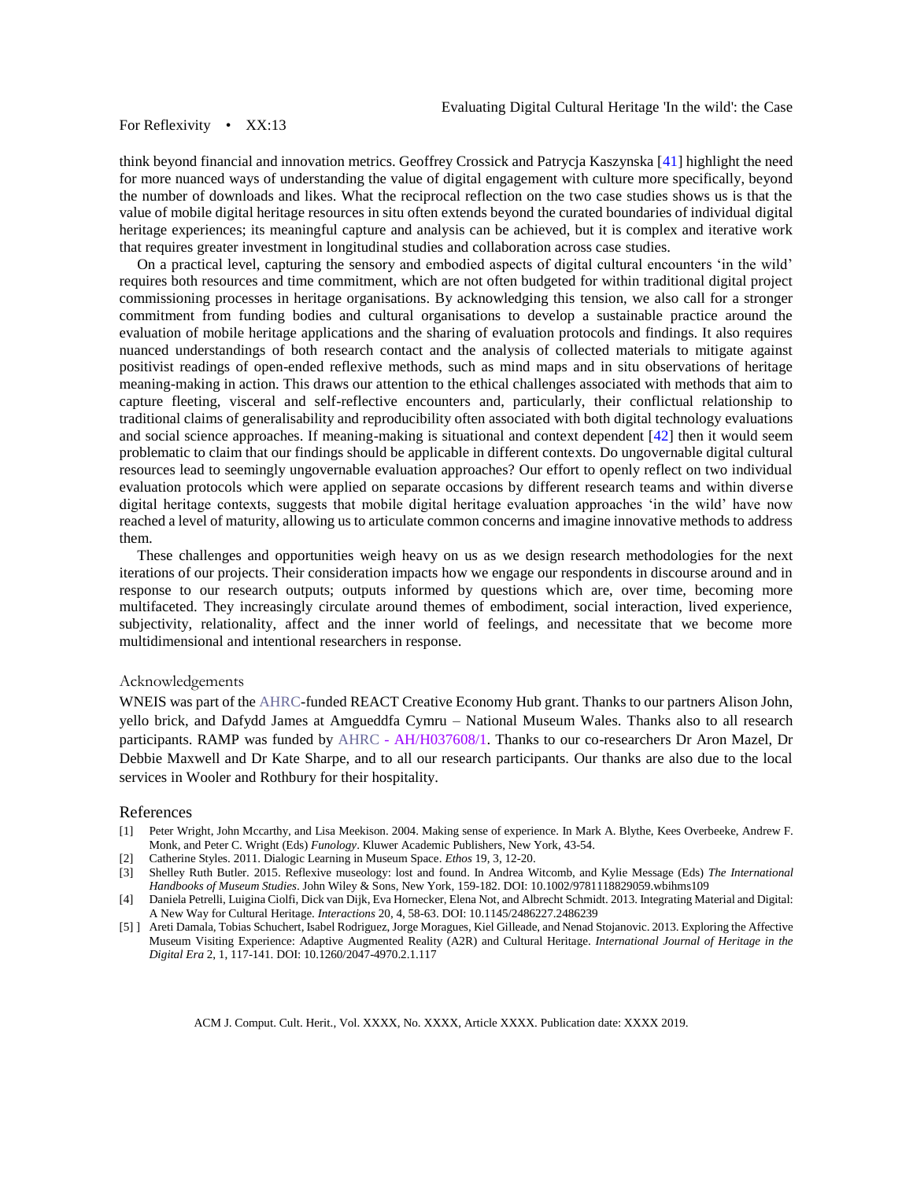think beyond financial and innovation metrics. Geoffrey Crossick and Patrycja Kaszynska [41] highlight the need for more nuanced ways of understanding the value of digital engagement with culture more specifically, beyond the number of downloads and likes. What the reciprocal reflection on the two case studies shows us is that the value of mobile digital heritage resources in situ often extends beyond the curated boundaries of individual digital heritage experiences; its meaningful capture and analysis can be achieved, but it is complex and iterative work that requires greater investment in longitudinal studies and collaboration across case studies.

On a practical level, capturing the sensory and embodied aspects of digital cultural encounters 'in the wild' requires both resources and time commitment, which are not often budgeted for within traditional digital project commissioning processes in heritage organisations. By acknowledging this tension, we also call for a stronger commitment from funding bodies and cultural organisations to develop a sustainable practice around the evaluation of mobile heritage applications and the sharing of evaluation protocols and findings. It also requires nuanced understandings of both research contact and the analysis of collected materials to mitigate against positivist readings of open-ended reflexive methods, such as mind maps and in situ observations of heritage meaning-making in action. This draws our attention to the ethical challenges associated with methods that aim to capture fleeting, visceral and self-reflective encounters and, particularly, their conflictual relationship to traditional claims of generalisability and reproducibility often associated with both digital technology evaluations and social science approaches. If meaning-making is situational and context dependent [42] then it would seem problematic to claim that our findings should be applicable in different contexts. Do ungovernable digital cultural resources lead to seemingly ungovernable evaluation approaches? Our effort to openly reflect on two individual evaluation protocols which were applied on separate occasions by different research teams and within diverse digital heritage contexts, suggests that mobile digital heritage evaluation approaches 'in the wild' have now reached a level of maturity, allowing us to articulate common concerns and imagine innovative methods to address them.

These challenges and opportunities weigh heavy on us as we design research methodologies for the next iterations of our projects. Their consideration impacts how we engage our respondents in discourse around and in response to our research outputs; outputs informed by questions which are, over time, becoming more multifaceted. They increasingly circulate around themes of embodiment, social interaction, lived experience, subjectivity, relationality, affect and the inner world of feelings, and necessitate that we become more multidimensional and intentional researchers in response.

## Acknowledgements

WNEIS was part of the AHRC-funded REACT Creative Economy Hub grant. Thanks to our partners Alison John, yello brick, and Dafydd James at Amgueddfa Cymru – National Museum Wales. Thanks also to all research participants. RAMP was funded by AHRC - AH/H037608/1. Thanks to our co-researchers Dr Aron Mazel, Dr Debbie Maxwell and Dr Kate Sharpe, and to all our research participants. Our thanks are also due to the local services in Wooler and Rothbury for their hospitality.

## References

[1] Peter Wright, John Mccarthy, and Lisa Meekison. 2004. Making sense of experience. In Mark A. Blythe, Kees Overbeeke, Andrew F. Monk, and Peter C. Wright (Eds) *Funology*. Kluwer Academic Publishers, New York, 43-54.

[2] Catherine Styles. 2011. Dialogic Learning in Museum Space. *Ethos* 19, 3, 12-20.

[3] Shelley Ruth Butler. 2015. Reflexive museology: lost and found. In Andrea Witcomb, and Kylie Message (Eds) *The International Handbooks of Museum Studies*. John Wiley & Sons, New York, 159-182. DOI: 10.1002/9781118829059.wbihms109

[4] Daniela Petrelli, Luigina Ciolfi, Dick van Dijk, Eva Hornecker, Elena Not, and Albrecht Schmidt. 2013. Integrating Material and Digital: A New Way for Cultural Heritage. *Interactions* 20, 4, 58-63. DOI: 10.1145/2486227.2486239

[5] Areti Damala, Tobias Schuchert, Isabel Rodriguez, Jorge Moragues, Kiel Gilleade, and Nenad Stojanovic. 2013. Exploring the Affective Museum Visiting Experience: Adaptive Augmented Reality (A2R) and Cultural Heritage. *International Journal of Heritage in the Digital Era* 2, 1, 117-141. DOI: 10.1260/2047-4970.2.1.117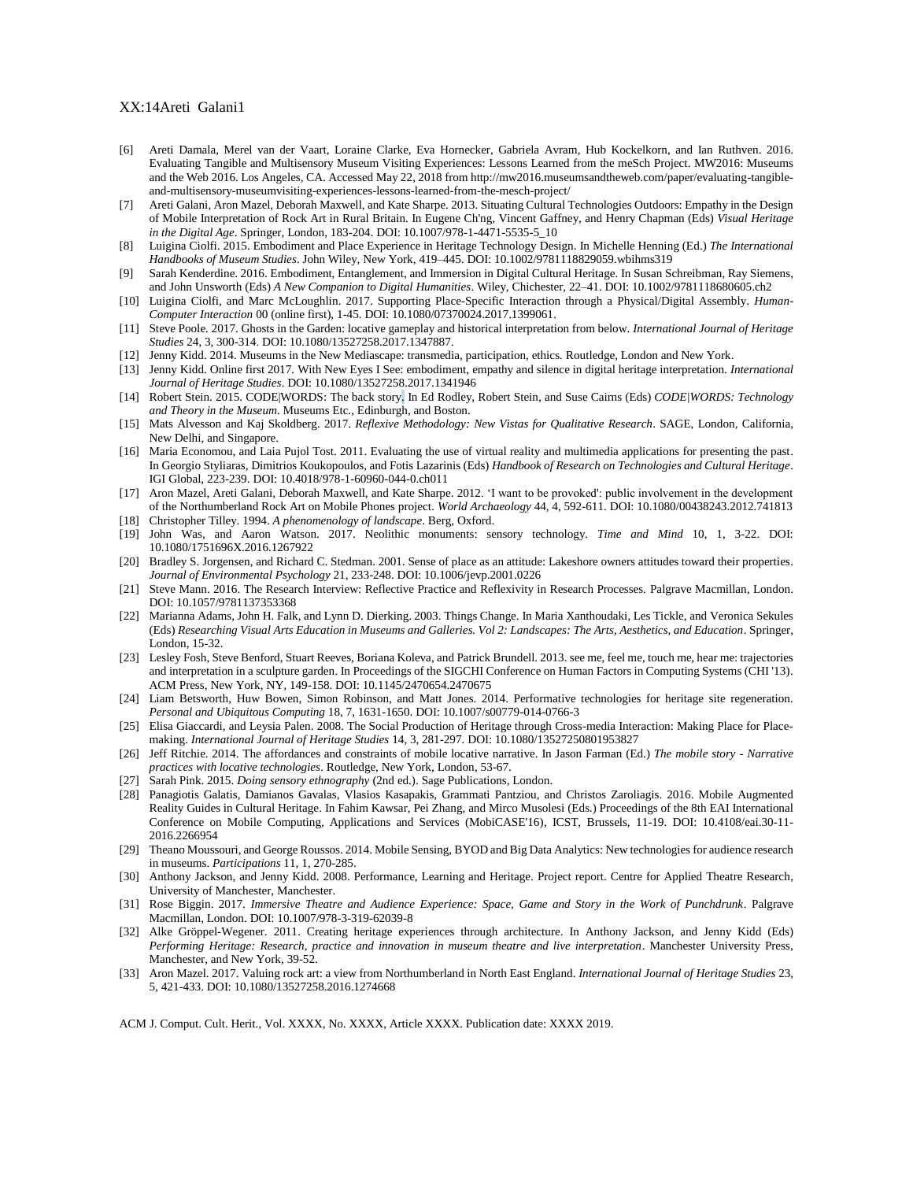[6] Areti Damala, Merel van der Vaart, Loraine Clarke, Eva Hornecker, Gabriela Avram, Hub Kockelkorn, and Ian Ruthven. 2016. Evaluating Tangible and Multisensory Museum Visiting Experiences: Lessons Learned from the meSch Project. MW2016: Museums and the Web 2016. Los Angeles, CA. Accessed May 22, 2018 from http://mw2016.museumsandtheweb.com/paper/evaluating-tangible-and-multisensory-museumvisiting-experiences-lessons-learned-from-the-mesch-project/

[7] Areti Galani, Aron Mazel, Deborah Maxwell, and Kate Sharpe. 2013. Situating Cultural Technologies Outdoors: Empathy in the Design of Mobile Interpretation of Rock Art in Rural Britain. In Eugene Ch'ng, Vincent Gaffney, and Henry Chapman (Eds) *Visual Heritage in the Digital Age*. Springer, London, 183-204. DOI: 10.1007/978-1-4471-5535-5_10

[8] Luigina Ciolfi. 2015. Embodiment and Place Experience in Heritage Technology Design. In Michelle Henning (Ed.) *The International Handbooks of Museum Studies*. John Wiley, New York, 419–445. DOI: 10.1002/9781118829059.wbihms319

[9] Sarah Kenderdine. 2016. Embodiment, Entanglement, and Immersion in Digital Cultural Heritage. In Susan Schreibman, Ray Siemens, and John Unsworth (Eds) *A New Companion to Digital Humanities*. Wiley, Chichester, 22–41. DOI: 10.1002/9781118680605.ch2

[10] Luigina Ciolfi, and Marc McLoughlin. 2017. Supporting Place-Specific Interaction through a Physical/Digital Assembly. *Human-Computer Interaction* 00 (online first), 1-45. DOI: 10.1080/07370024.2017.1399061.

[11] Steve Poole. 2017. Ghosts in the Garden: locative gameplay and historical interpretation from below. *International Journal of Heritage Studies* 24, 3, 300-314. DOI: 10.1080/13527258.2017.1347887.

[12] Jenny Kidd. 2014. Museums in the New Mediascape: transmedia, participation, ethics. Routledge, London and New York.

[13] Jenny Kidd. Online first 2017. With New Eyes I See: embodiment, empathy and silence in digital heritage interpretation. *International Journal of Heritage Studies*. DOI: 10.1080/13527258.2017.1341946

[14] Robert Stein. 2015. CODE|WORDS: The back story. In Ed Rodley, Robert Stein, and Suse Cairns (Eds) *CODE|WORDS: Technology and Theory in the Museum*. Museums Etc., Edinburgh, and Boston.

[15] Mats Alvesson and Kaj Skoldberg. 2017. *Reflexive Methodology: New Vistas for Qualitative Research*. SAGE, London, California, New Delhi, and Singapore.

[16] Maria Economou, and Laia Pujol Tost. 2011. Evaluating the use of virtual reality and multimedia applications for presenting the past. In Georgio Styliaras, Dimitrios Koukopoulos, and Fotis Lazarinis (Eds) *Handbook of Research on Technologies and Cultural Heritage*. IGI Global, 223-239. DOI: 10.4018/978-1-60960-044-0.ch011

[17] Aron Mazel, Areti Galani, Deborah Maxwell, and Kate Sharpe. 2012. 'I want to be provoked': public involvement in the development of the Northumberland Rock Art on Mobile Phones project. *World Archaeology* 44, 4, 592-611. DOI: 10.1080/00438243.2012.741813

[18] Christopher Tilley. 1994. *A phenomenology of landscape*. Berg, Oxford.

[19] John Was, and Aaron Watson. 2017. Neolithic monuments: sensory technology. *Time and Mind* 10, 1, 3-22. DOI: 10.1080/1751696X.2016.1267922

[20] Bradley S. Jorgensen, and Richard C. Stedman. 2001. Sense of place as an attitude: Lakeshore owners attitudes toward their properties. *Journal of Environmental Psychology* 21, 233-248. DOI: 10.1006/jevp.2001.0226

[21] Steve Mann. 2016. The Research Interview: Reflective Practice and Reflexivity in Research Processes. Palgrave Macmillan, London. DOI: 10.1057/9781137353368

[22] Marianna Adams, John H. Falk, and Lynn D. Dierking. 2003. Things Change. In Maria Xanthoudaki, Les Tickle, and Veronica Sekules (Eds) *Researching Visual Arts Education in Museums and Galleries. Vol 2: Landscapes: The Arts, Aesthetics, and Education*. Springer, London, 15-32.

[23] Lesley Fosh, Steve Benford, Stuart Reeves, Boriana Koleva, and Patrick Brundell. 2013. see me, feel me, touch me, hear me: trajectories and interpretation in a sculpture garden. In Proceedings of the SIGCHI Conference on Human Factors in Computing Systems (CHI '13). ACM Press, New York, NY, 149-158. DOI: 10.1145/2470654.2470675

[24] Liam Betsworth, Huw Bowen, Simon Robinson, and Matt Jones. 2014. Performative technologies for heritage site regeneration. *Personal and Ubiquitous Computing* 18, 7, 1631-1650. DOI: 10.1007/s00779-014-0766-3

[25] Elisa Giaccardi, and Leysia Palen. 2008. The Social Production of Heritage through Cross-media Interaction: Making Place for Place-making. *International Journal of Heritage Studies* 14, 3, 281-297. DOI: 10.1080/13527250801953827

[26] Jeff Ritchie. 2014. The affordances and constraints of mobile locative narrative. In Jason Farman (Ed.) *The mobile story - Narrative practices with locative technologies*. Routledge, New York, London, 53-67.

[27] Sarah Pink. 2015. *Doing sensory ethnography* (2nd ed.). Sage Publications, London.

[28] Panagiotis Galatis, Damianos Gavalas, Vlasios Kasapakis, Grammati Pantziou, and Christos Zaroliagis. 2016. Mobile Augmented Reality Guides in Cultural Heritage. In Fahim Kawsar, Pei Zhang, and Mirco Musolesi (Eds.) Proceedings of the 8th EAI International Conference on Mobile Computing, Applications and Services (MobiCASE'16), ICST, Brussels, 11-19. DOI: 10.4108/eai.30-11-2016.2266954

[29] Theano Moussouri, and George Roussos. 2014. Mobile Sensing, BYOD and Big Data Analytics: New technologies for audience research in museums. *Participations* 11, 1, 270-285.

[30] Anthony Jackson, and Jenny Kidd. 2008. Performance, Learning and Heritage. Project report. Centre for Applied Theatre Research, University of Manchester, Manchester.

[31] Rose Biggin. 2017. *Immersive Theatre and Audience Experience: Space, Game and Story in the Work of Punchdrunk*. Palgrave Macmillan, London. DOI: 10.1007/978-3-319-62039-8

[32] Alke Gröppel-Wegener. 2011. Creating heritage experiences through architecture. In Anthony Jackson, and Jenny Kidd (Eds) *Performing Heritage: Research, practice and innovation in museum theatre and live interpretation*. Manchester University Press, Manchester, and New York, 39-52.

[33] Aron Mazel. 2017. Valuing rock art: a view from Northumberland in North East England. *International Journal of Heritage Studies* 23, 5, 421-433. DOI: 10.1080/13527258.2016.1274668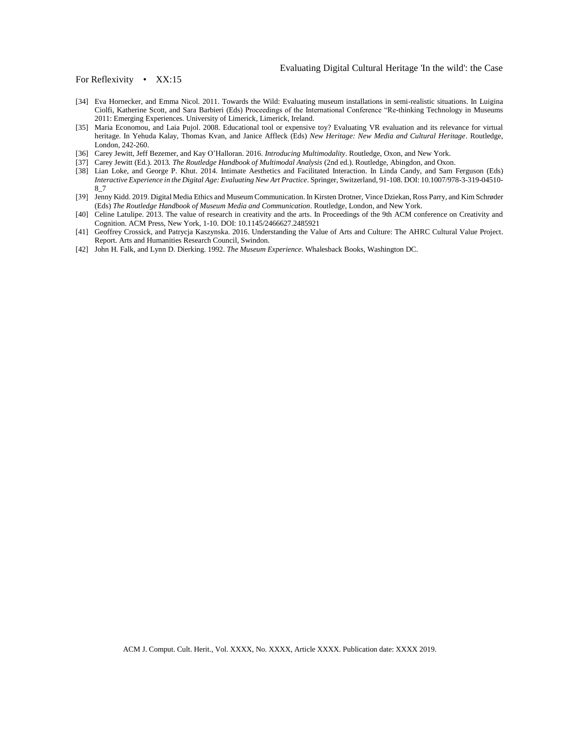[34] Eva Hornecker, and Emma Nicol. 2011. Towards the Wild: Evaluating museum installations in semi-realistic situations. In Luigina Ciolfi, Katherine Scott, and Sara Barbieri (Eds) Proceedings of the International Conference "Re-thinking Technology in Museums 2011: Emerging Experiences. University of Limerick, Limerick, Ireland.

[35] Maria Economou, and Laia Pujol. 2008. Educational tool or expensive toy? Evaluating VR evaluation and its relevance for virtual heritage. In Yehuda Kalay, Thomas Kvan, and Janice Affleck (Eds) *New Heritage: New Media and Cultural Heritage*. Routledge, London, 242-260.

[36] Carey Jewitt, Jeff Bezemer, and Kay O'Halloran. 2016. *Introducing Multimodality*. Routledge, Oxon, and New York.

[37] Carey Jewitt (Ed.). 2013. *The Routledge Handbook of Multimodal Analysis* (2nd ed.). Routledge, Abingdon, and Oxon.

[38] Lian Loke, and George P. Khut. 2014. Intimate Aesthetics and Facilitated Interaction. In Linda Candy, and Sam Ferguson (Eds) *Interactive Experience in the Digital Age: Evaluating New Art Practice*. Springer, Switzerland, 91-108. DOI: 10.1007/978-3-319-04510-8_7

[39] Jenny Kidd. 2019. Digital Media Ethics and Museum Communication. In Kirsten Drotner, Vince Dziekan, Ross Parry, and Kim Schrøder (Eds) *The Routledge Handbook of Museum Media and Communication*. Routledge, London, and New York.

[40] Celine Latulipe. 2013. The value of research in creativity and the arts. In Proceedings of the 9th ACM conference on Creativity and Cognition. ACM Press, New York, 1-10. DOI: 10.1145/2466627.2485921

[41] Geoffrey Crossick, and Patrycja Kaszynska. 2016. Understanding the Value of Arts and Culture: The AHRC Cultural Value Project. Report. Arts and Humanities Research Council, Swindon.

[42] John H. Falk, and Lynn D. Dierking. 1992. *The Museum Experience*. Whalesback Books, Washington DC.